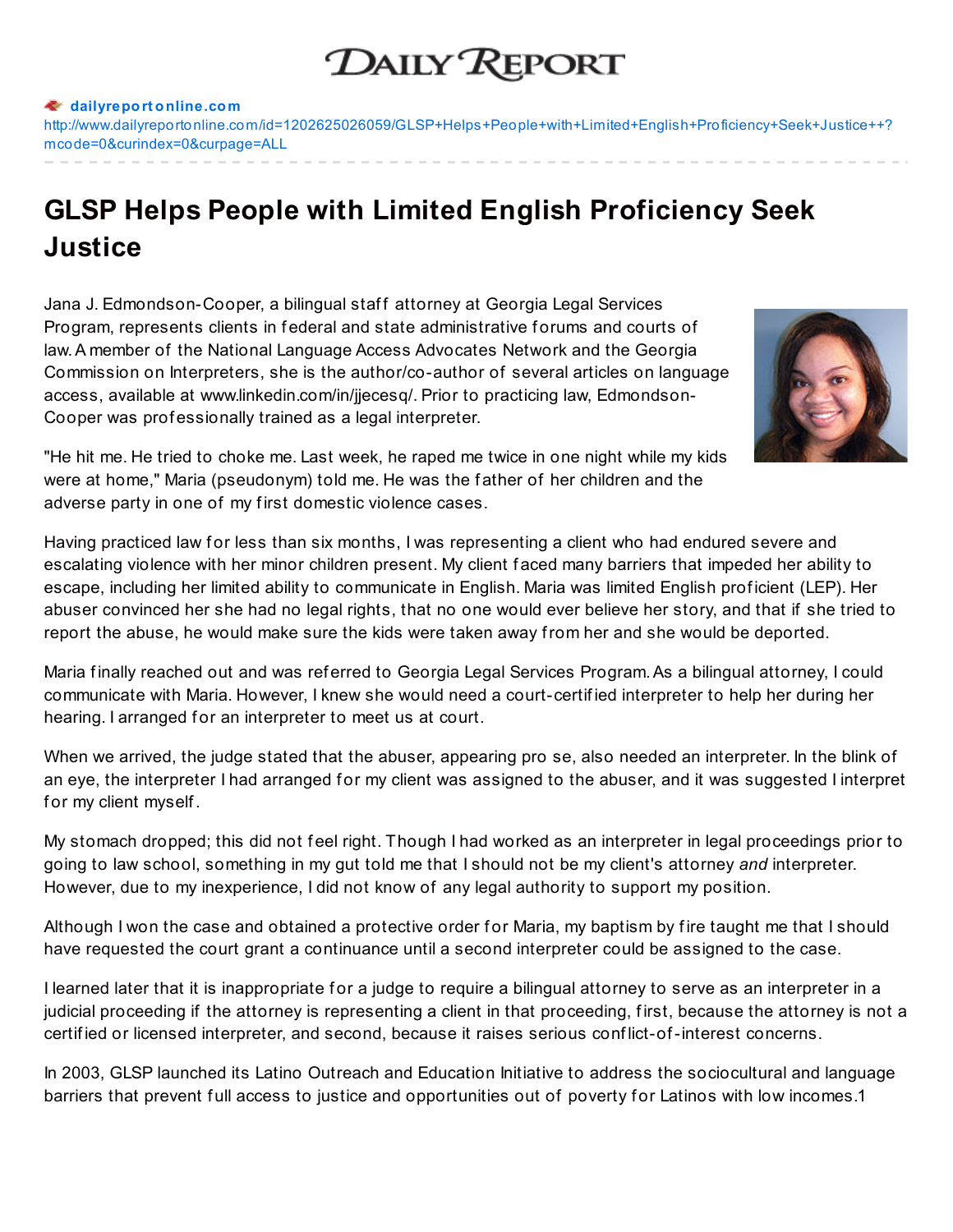# DAILY REPORT

dailyreportonline.com
http://www.dailyreportonline.com/id=1202625026059/GLSP+Helps+People+with+Limited+English+Proficiency+Seek+Justice++?mcode=0&curindex=0&curpage=ALL

## GLSP Helps People with Limited English Proficiency Seek Justice

Jana J. Edmondson-Cooper, a bilingual staff attorney at Georgia Legal Services Program, represents clients in federal and state administrative forums and courts of law. A member of the National Language Access Advocates Network and the Georgia Commission on Interpreters, she is the author/co-author of several articles on language access, available at www.linkedin.com/in/jjecesq/. Prior to practicing law, Edmondson-Cooper was professionally trained as a legal interpreter.

"He hit me. He tried to choke me. Last week, he raped me twice in one night while my kids were at home," Maria (pseudonym) told me. He was the father of her children and the adverse party in one of my first domestic violence cases.

Having practiced law for less than six months, I was representing a client who had endured severe and escalating violence with her minor children present. My client faced many barriers that impeded her ability to escape, including her limited ability to communicate in English. Maria was limited English proficient (LEP). Her abuser convinced her she had no legal rights, that no one would ever believe her story, and that if she tried to report the abuse, he would make sure the kids were taken away from her and she would be deported.

Maria finally reached out and was referred to Georgia Legal Services Program. As a bilingual attorney, I could communicate with Maria. However, I knew she would need a court-certified interpreter to help her during her hearing. I arranged for an interpreter to meet us at court.

When we arrived, the judge stated that the abuser, appearing pro se, also needed an interpreter. In the blink of an eye, the interpreter I had arranged for my client was assigned to the abuser, and it was suggested I interpret for my client myself.

My stomach dropped; this did not feel right. Though I had worked as an interpreter in legal proceedings prior to going to law school, something in my gut told me that I should not be my client's attorney *and* interpreter. However, due to my inexperience, I did not know of any legal authority to support my position.

Although I won the case and obtained a protective order for Maria, my baptism by fire taught me that I should have requested the court grant a continuance until a second interpreter could be assigned to the case.

I learned later that it is inappropriate for a judge to require a bilingual attorney to serve as an interpreter in a judicial proceeding if the attorney is representing a client in that proceeding, first, because the attorney is not a certified or licensed interpreter, and second, because it raises serious conflict-of-interest concerns.

In 2003, GLSP launched its Latino Outreach and Education Initiative to address the sociocultural and language barriers that prevent full access to justice and opportunities out of poverty for Latinos with low incomes.[1]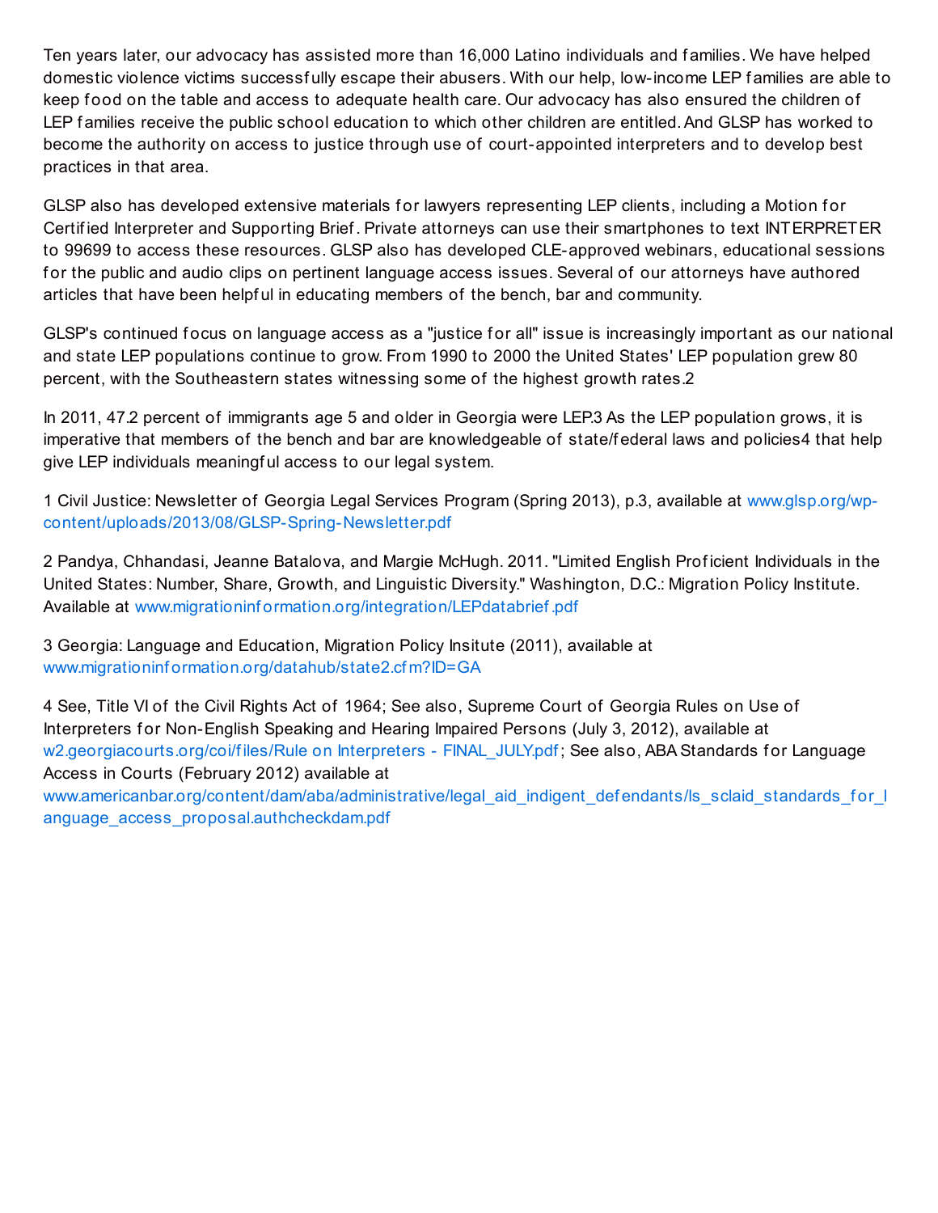Ten years later, our advocacy has assisted more than 16,000 Latino individuals and families. We have helped domestic violence victims successfully escape their abusers. With our help, low-income LEP families are able to keep food on the table and access to adequate health care. Our advocacy has also ensured the children of LEP families receive the public school education to which other children are entitled. And GLSP has worked to become the authority on access to justice through use of court-appointed interpreters and to develop best practices in that area.

GLSP also has developed extensive materials for lawyers representing LEP clients, including a Motion for Certified Interpreter and Supporting Brief. Private attorneys can use their smartphones to text INTERPRETER to 99699 to access these resources. GLSP also has developed CLE-approved webinars, educational sessions for the public and audio clips on pertinent language access issues. Several of our attorneys have authored articles that have been helpful in educating members of the bench, bar and community.

GLSP's continued focus on language access as a "justice for all" issue is increasingly important as our national and state LEP populations continue to grow. From 1990 to 2000 the United States' LEP population grew 80 percent, with the Southeastern states witnessing some of the highest growth rates.[2]

In 2011, 47.2 percent of immigrants age 5 and older in Georgia were LEP.[3] As the LEP population grows, it is imperative that members of the bench and bar are knowledgeable of state/federal laws and policies[4] that help give LEP individuals meaningful access to our legal system.

1 Civil Justice: Newsletter of Georgia Legal Services Program (Spring 2013), p.3, available at www.glsp.org/wp-content/uploads/2013/08/GLSP-Spring-Newsletter.pdf

2 Pandya, Chhandasi, Jeanne Batalova, and Margie McHugh. 2011. "Limited English Proficient Individuals in the United States: Number, Share, Growth, and Linguistic Diversity." Washington, D.C.: Migration Policy Institute. Available at www.migrationinformation.org/integration/LEPdatabrief.pdf

3 Georgia: Language and Education, Migration Policy Insitute (2011), available at www.migrationinformation.org/datahub/state2.cfm?ID=GA

4 See, Title VI of the Civil Rights Act of 1964; See also, Supreme Court of Georgia Rules on Use of Interpreters for Non-English Speaking and Hearing Impaired Persons (July 3, 2012), available at w2.georgiacourts.org/coi/files/Rule on Interpreters - FINAL_JULY.pdf; See also, ABA Standards for Language Access in Courts (February 2012) available at www.americanbar.org/content/dam/aba/administrative/legal_aid_indigent_defendants/ls_sclaid_standards_for_language_access_proposal.authcheckdam.pdf